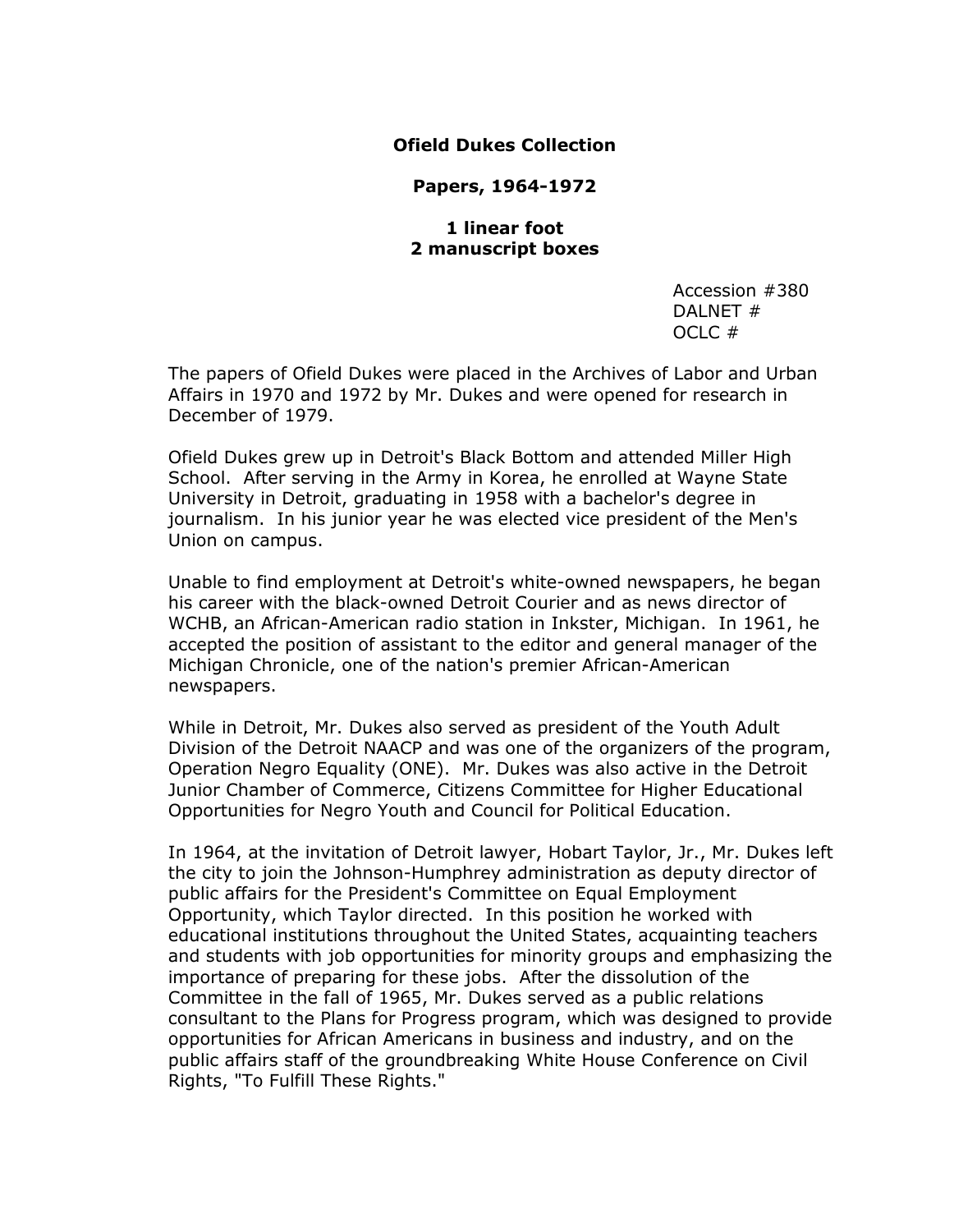**Ofield Dukes Collection**

**Papers, 1964-1972**

**1 linear foot**
**2 manuscript boxes**

Accession #380
DALNET #
OCLC #

The papers of Ofield Dukes were placed in the Archives of Labor and Urban Affairs in 1970 and 1972 by Mr. Dukes and were opened for research in December of 1979.

Ofield Dukes grew up in Detroit's Black Bottom and attended Miller High School. After serving in the Army in Korea, he enrolled at Wayne State University in Detroit, graduating in 1958 with a bachelor's degree in journalism. In his junior year he was elected vice president of the Men's Union on campus.

Unable to find employment at Detroit's white-owned newspapers, he began his career with the black-owned Detroit Courier and as news director of WCHB, an African-American radio station in Inkster, Michigan. In 1961, he accepted the position of assistant to the editor and general manager of the Michigan Chronicle, one of the nation's premier African-American newspapers.

While in Detroit, Mr. Dukes also served as president of the Youth Adult Division of the Detroit NAACP and was one of the organizers of the program, Operation Negro Equality (ONE). Mr. Dukes was also active in the Detroit Junior Chamber of Commerce, Citizens Committee for Higher Educational Opportunities for Negro Youth and Council for Political Education.

In 1964, at the invitation of Detroit lawyer, Hobart Taylor, Jr., Mr. Dukes left the city to join the Johnson-Humphrey administration as deputy director of public affairs for the President's Committee on Equal Employment Opportunity, which Taylor directed. In this position he worked with educational institutions throughout the United States, acquainting teachers and students with job opportunities for minority groups and emphasizing the importance of preparing for these jobs. After the dissolution of the Committee in the fall of 1965, Mr. Dukes served as a public relations consultant to the Plans for Progress program, which was designed to provide opportunities for African Americans in business and industry, and on the public affairs staff of the groundbreaking White House Conference on Civil Rights, "To Fulfill These Rights."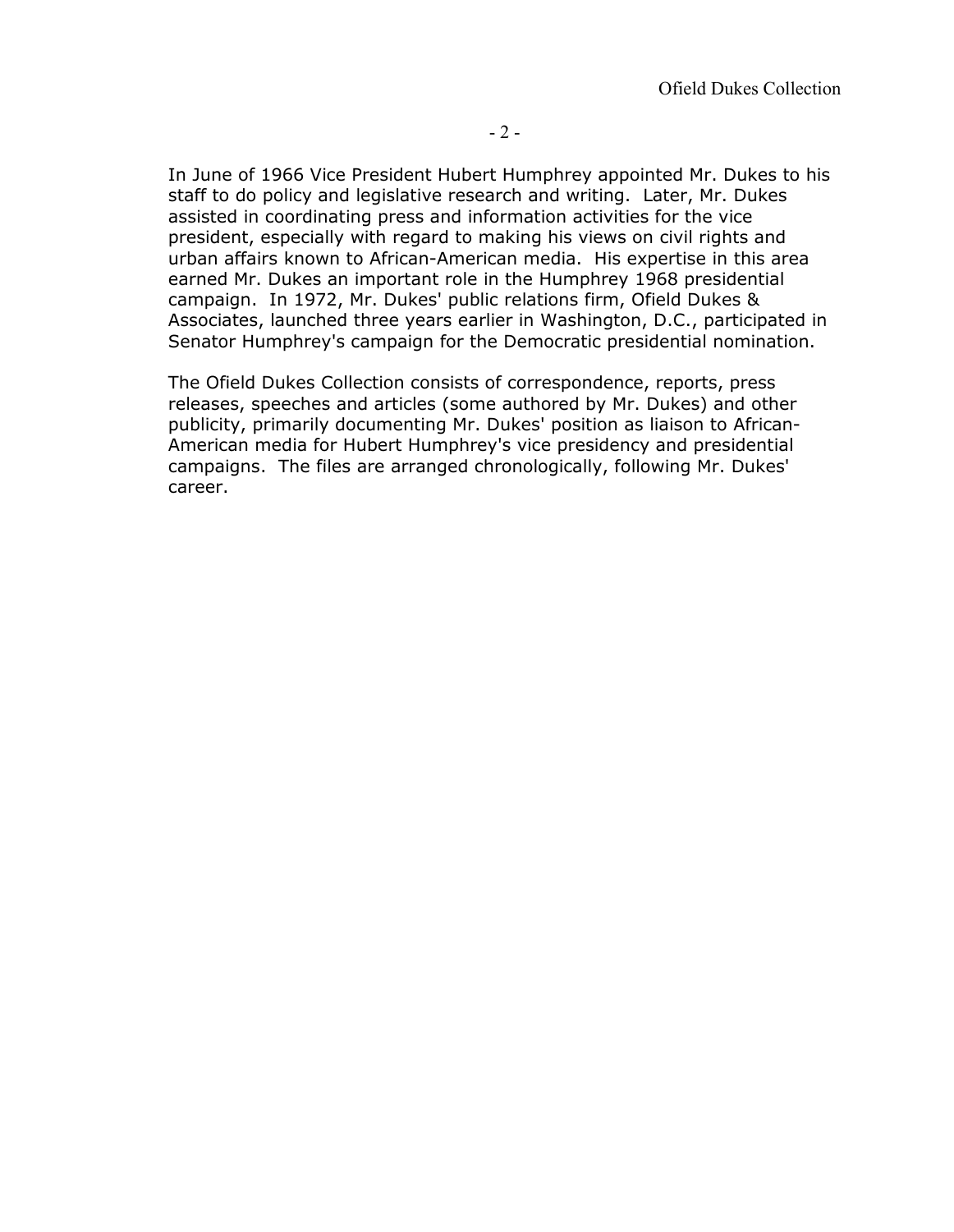In June of 1966 Vice President Hubert Humphrey appointed Mr. Dukes to his staff to do policy and legislative research and writing. Later, Mr. Dukes assisted in coordinating press and information activities for the vice president, especially with regard to making his views on civil rights and urban affairs known to African-American media. His expertise in this area earned Mr. Dukes an important role in the Humphrey 1968 presidential campaign. In 1972, Mr. Dukes' public relations firm, Ofield Dukes & Associates, launched three years earlier in Washington, D.C., participated in Senator Humphrey's campaign for the Democratic presidential nomination.

The Ofield Dukes Collection consists of correspondence, reports, press releases, speeches and articles (some authored by Mr. Dukes) and other publicity, primarily documenting Mr. Dukes' position as liaison to African-American media for Hubert Humphrey's vice presidency and presidential campaigns. The files are arranged chronologically, following Mr. Dukes' career.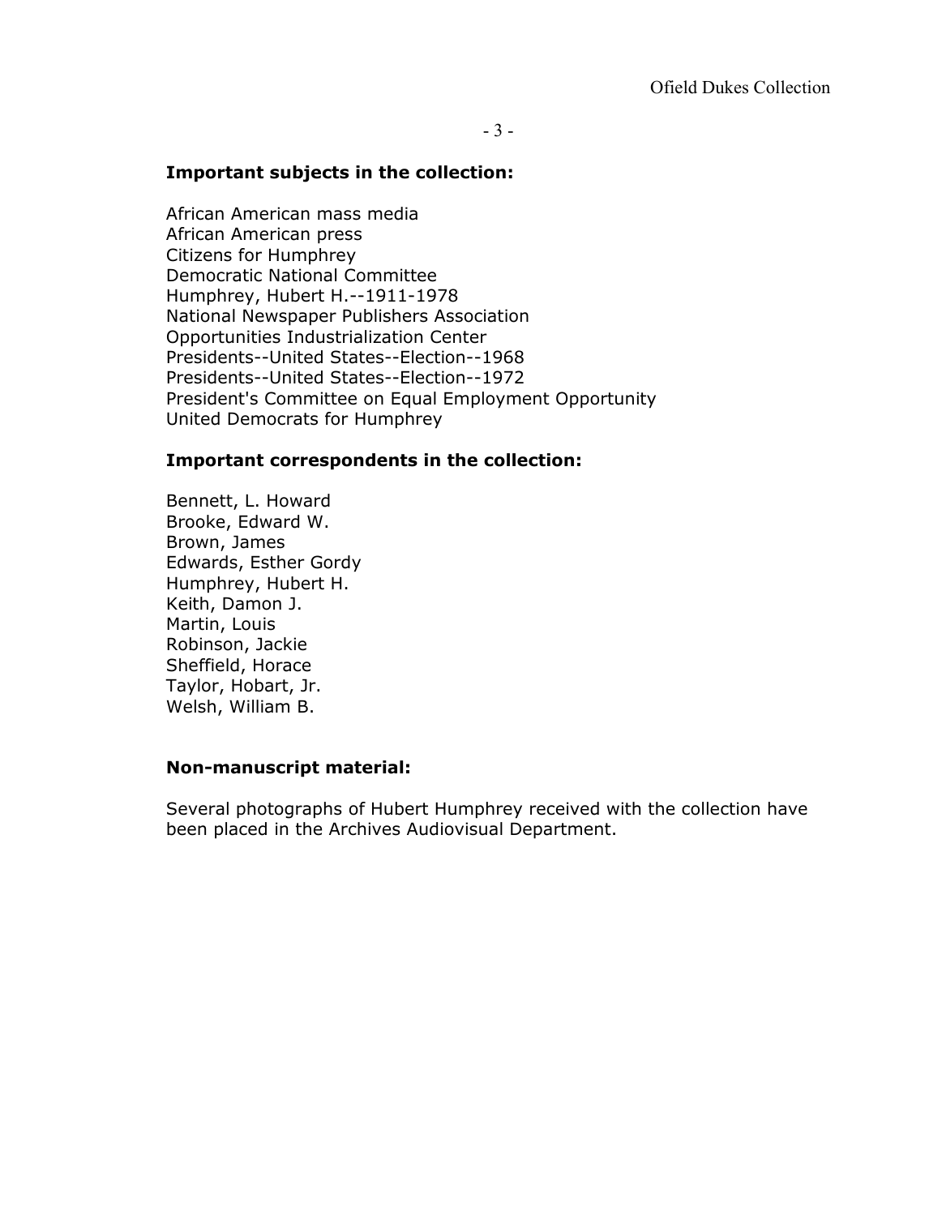**Important subjects in the collection:**

African American mass media
African American press
Citizens for Humphrey
Democratic National Committee
Humphrey, Hubert H.--1911-1978
National Newspaper Publishers Association
Opportunities Industrialization Center
Presidents--United States--Election--1968
Presidents--United States--Election--1972
President's Committee on Equal Employment Opportunity
United Democrats for Humphrey

**Important correspondents in the collection:**

Bennett, L. Howard
Brooke, Edward W.
Brown, James
Edwards, Esther Gordy
Humphrey, Hubert H.
Keith, Damon J.
Martin, Louis
Robinson, Jackie
Sheffield, Horace
Taylor, Hobart, Jr.
Welsh, William B.

**Non-manuscript material:**

Several photographs of Hubert Humphrey received with the collection have been placed in the Archives Audiovisual Department.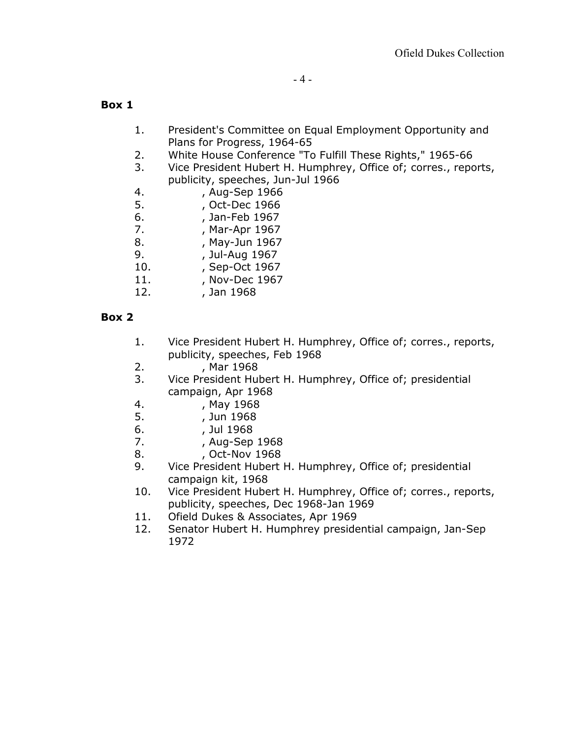**Box 1**

1. President's Committee on Equal Employment Opportunity and Plans for Progress, 1964-65
2. White House Conference "To Fulfill These Rights," 1965-66
3. Vice President Hubert H. Humphrey, Office of; corres., reports, publicity, speeches, Jun-Jul 1966
4. , Aug-Sep 1966
5. , Oct-Dec 1966
6. , Jan-Feb 1967
7. , Mar-Apr 1967
8. , May-Jun 1967
9. , Jul-Aug 1967
10. , Sep-Oct 1967
11. , Nov-Dec 1967
12. , Jan 1968

**Box 2**

1. Vice President Hubert H. Humphrey, Office of; corres., reports, publicity, speeches, Feb 1968
2. , Mar 1968
3. Vice President Hubert H. Humphrey, Office of; presidential campaign, Apr 1968
4. , May 1968
5. , Jun 1968
6. , Jul 1968
7. , Aug-Sep 1968
8. , Oct-Nov 1968
9. Vice President Hubert H. Humphrey, Office of; presidential campaign kit, 1968
10. Vice President Hubert H. Humphrey, Office of; corres., reports, publicity, speeches, Dec 1968-Jan 1969
11. Ofield Dukes & Associates, Apr 1969
12. Senator Hubert H. Humphrey presidential campaign, Jan-Sep 1972